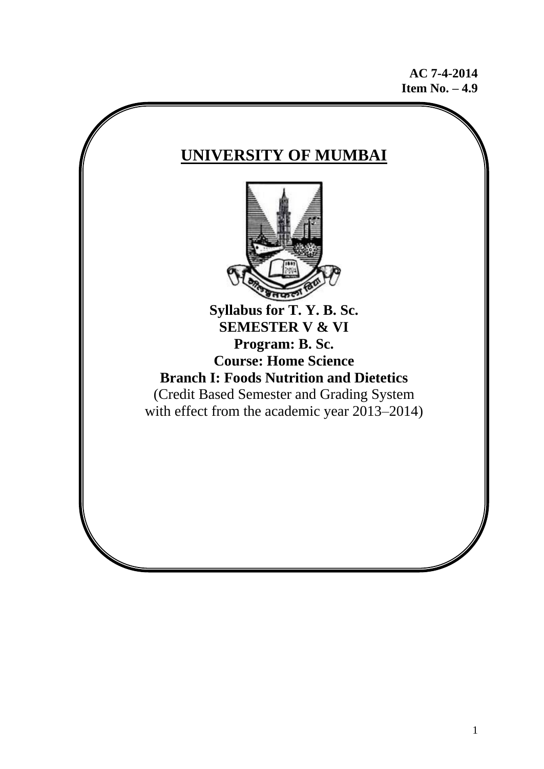**AC 7-4-2014**
**Item No. – 4.9**

# UNIVERSITY OF MUMBAI

**Syllabus for T. Y. B. Sc.**
**SEMESTER V & VI**
**Program: B. Sc.**
**Course: Home Science**
**Branch I: Foods Nutrition and Dietetics**

(Credit Based Semester and Grading System
with effect from the academic year 2013–2014)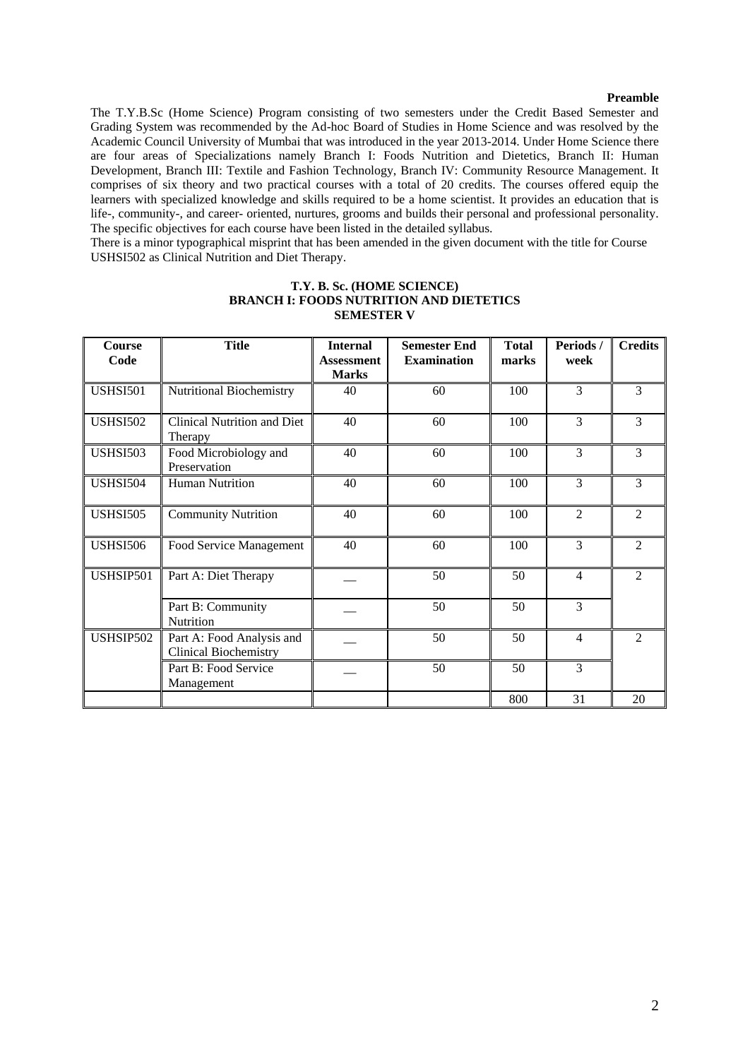**Preamble**

The T.Y.B.Sc (Home Science) Program consisting of two semesters under the Credit Based Semester and Grading System was recommended by the Ad-hoc Board of Studies in Home Science and was resolved by the Academic Council University of Mumbai that was introduced in the year 2013-2014. Under Home Science there are four areas of Specializations namely Branch I: Foods Nutrition and Dietetics, Branch II: Human Development, Branch III: Textile and Fashion Technology, Branch IV: Community Resource Management. It comprises of six theory and two practical courses with a total of 20 credits. The courses offered equip the learners with specialized knowledge and skills required to be a home scientist. It provides an education that is life-, community-, and career- oriented, nurtures, grooms and builds their personal and professional personality. The specific objectives for each course have been listed in the detailed syllabus.

There is a minor typographical misprint that has been amended in the given document with the title for Course USHSI502 as Clinical Nutrition and Diet Therapy.

**T.Y. B. Sc. (HOME SCIENCE)**
**BRANCH I: FOODS NUTRITION AND DIETETICS**
**SEMESTER V**

| Course Code | Title | Internal Assessment Marks | Semester End Examination | Total marks | Periods / week | Credits |
|---|---|---|---|---|---|---|
| USHSI501 | Nutritional Biochemistry | 40 | 60 | 100 | 3 | 3 |
| USHSI502 | Clinical Nutrition and Diet Therapy | 40 | 60 | 100 | 3 | 3 |
| USHSI503 | Food Microbiology and Preservation | 40 | 60 | 100 | 3 | 3 |
| USHSI504 | Human Nutrition | 40 | 60 | 100 | 3 | 3 |
| USHSI505 | Community Nutrition | 40 | 60 | 100 | 2 | 2 |
| USHSI506 | Food Service Management | 40 | 60 | 100 | 3 | 2 |
| USHSIP501 | Part A: Diet Therapy | __ | 50 | 50 | 4 | 2 |
| | Part B: Community Nutrition | __ | 50 | 50 | 3 | |
| USHSIP502 | Part A: Food Analysis and Clinical Biochemistry | __ | 50 | 50 | 4 | 2 |
| | Part B: Food Service Management | __ | 50 | 50 | 3 | |
| | | | | 800 | 31 | 20 |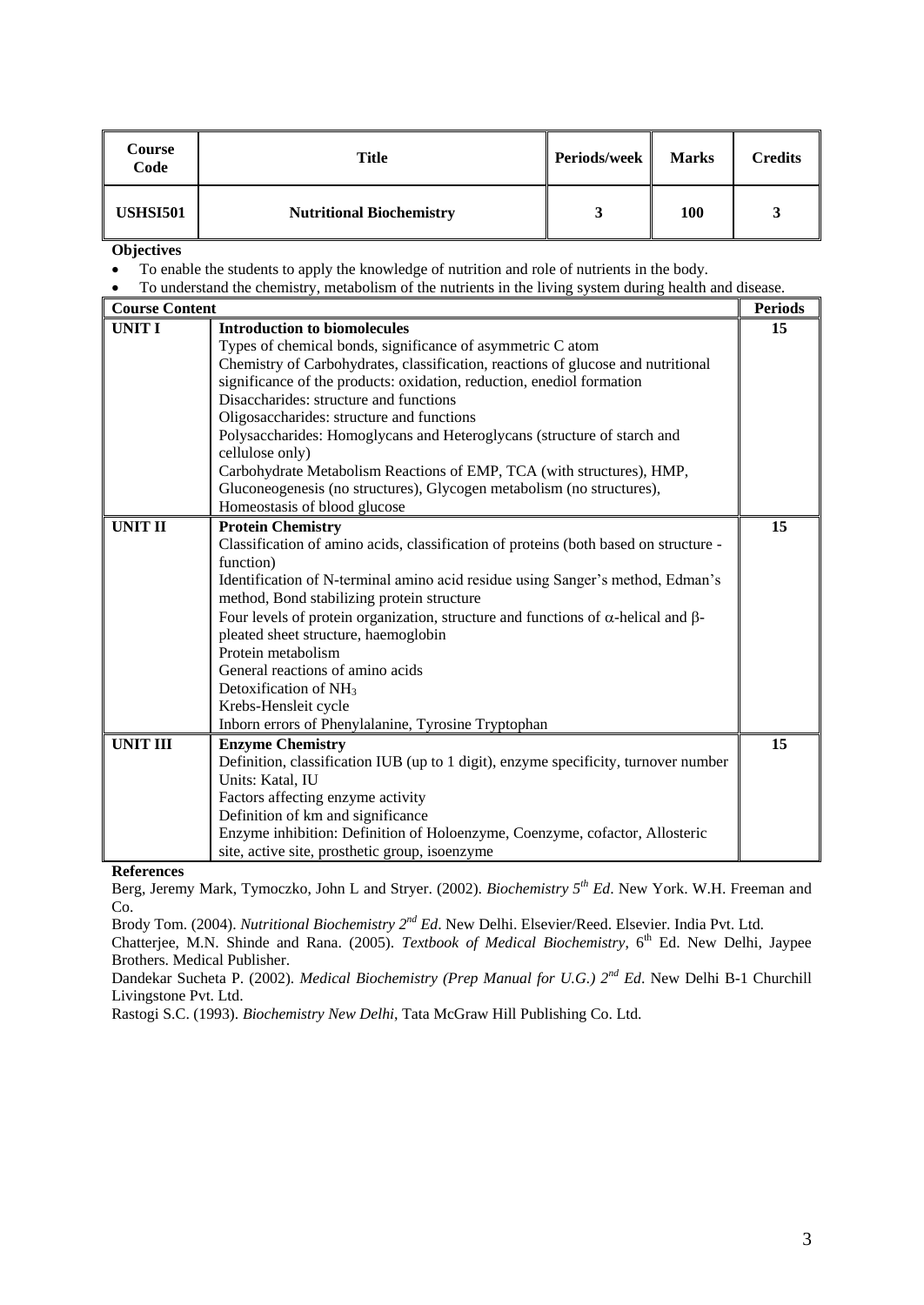| Course Code | Title | Periods/week | Marks | Credits |
|---|---|---|---|---|
| USHSI501 | Nutritional Biochemistry | 3 | 100 | 3 |

**Objectives**

- To enable the students to apply the knowledge of nutrition and role of nutrients in the body.
- To understand the chemistry, metabolism of the nutrients in the living system during health and disease.

| Course Content | | Periods |
|---|---|---|
| UNIT I | **Introduction to biomolecules**<br>Types of chemical bonds, significance of asymmetric C atom<br>Chemistry of Carbohydrates, classification, reactions of glucose and nutritional significance of the products: oxidation, reduction, enediol formation<br>Disaccharides: structure and functions<br>Oligosaccharides: structure and functions<br>Polysaccharides: Homoglycans and Heteroglycans (structure of starch and cellulose only)<br>Carbohydrate Metabolism Reactions of EMP, TCA (with structures), HMP, Gluconeogenesis (no structures), Glycogen metabolism (no structures), Homeostasis of blood glucose | 15 |
| UNIT II | **Protein Chemistry**<br>Classification of amino acids, classification of proteins (both based on structure - function)<br>Identification of N-terminal amino acid residue using Sanger's method, Edman's method, Bond stabilizing protein structure<br>Four levels of protein organization, structure and functions of $\alpha$-helical and $\beta$-pleated sheet structure, haemoglobin<br>Protein metabolism<br>General reactions of amino acids<br>Detoxification of $NH_3$<br>Krebs-Hensleit cycle<br>Inborn errors of Phenylalanine, Tyrosine Tryptophan | 15 |
| UNIT III | **Enzyme Chemistry**<br>Definition, classification IUB (up to 1 digit), enzyme specificity, turnover number<br>Units: Katal, IU<br>Factors affecting enzyme activity<br>Definition of km and significance<br>Enzyme inhibition: Definition of Holoenzyme, Coenzyme, cofactor, Allosteric site, active site, prosthetic group, isoenzyme | 15 |

**References**

Berg, Jeremy Mark, Tymoczko, John L and Stryer. (2002). *Biochemistry 5th Ed*. New York. W.H. Freeman and Co.

Brody Tom. (2004). *Nutritional Biochemistry 2nd Ed*. New Delhi. Elsevier/Reed. Elsevier. India Pvt. Ltd.

Chatterjee, M.N. Shinde and Rana. (2005). *Textbook of Medical Biochemistry*, 6th Ed. New Delhi, Jaypee Brothers. Medical Publisher.

Dandekar Sucheta P. (2002). *Medical Biochemistry (Prep Manual for U.G.) 2nd Ed*. New Delhi B-1 Churchill Livingstone Pvt. Ltd.

Rastogi S.C. (1993). *Biochemistry New Delhi*, Tata McGraw Hill Publishing Co. Ltd.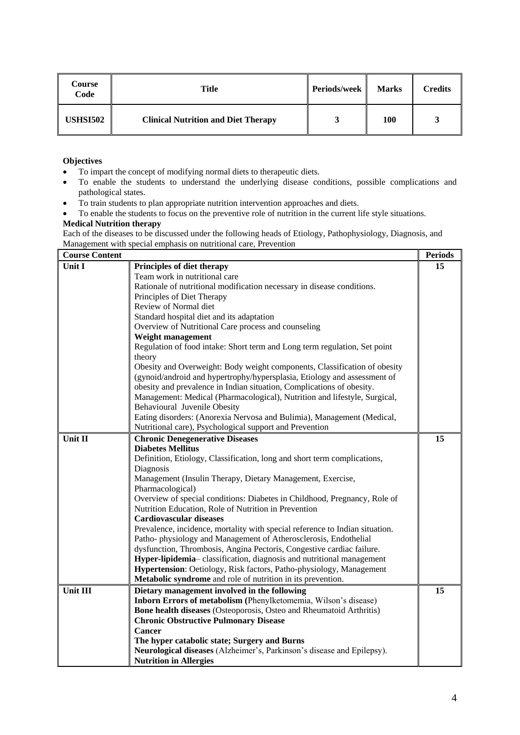| Course Code | Title | Periods/week | Marks | Credits |
|---|---|---|---|---|
| **USHSI502** | **Clinical Nutrition and Diet Therapy** | **3** | **100** | **3** |

**Objectives**

- To impart the concept of modifying normal diets to therapeutic diets.
- To enable the students to understand the underlying disease conditions, possible complications and pathological states.
- To train students to plan appropriate nutrition intervention approaches and diets.
- To enable the students to focus on the preventive role of nutrition in the current life style situations.

**Medical Nutrition therapy**

Each of the diseases to be discussed under the following heads of Etiology, Pathophysiology, Diagnosis, and Management with special emphasis on nutritional care, Prevention

| Course Content | | Periods |
|---|---|---|
| **Unit I** | **Principles of diet therapy**<br>Team work in nutritional care<br>Rationale of nutritional modification necessary in disease conditions.<br>Principles of Diet Therapy<br>Review of Normal diet<br>Standard hospital diet and its adaptation<br>Overview of Nutritional Care process and counseling<br>**Weight management**<br>Regulation of food intake: Short term and Long term regulation, Set point theory<br>Obesity and Overweight: Body weight components, Classification of obesity (gynoid/android and hypertrophy/hypersplasia, Etiology and assessment of obesity and prevalence in Indian situation, Complications of obesity.<br>Management: Medical (Pharmacological), Nutrition and lifestyle, Surgical, Behavioural Juvenile Obesity<br>Eating disorders: (Anorexia Nervosa and Bulimia), Management (Medical, Nutritional care), Psychological support and Prevention | **15** |
| **Unit II** | **Chronic Denegenerative Diseases**<br>**Diabetes Mellitus**<br>Definition, Etiology, Classification, long and short term complications, Diagnosis<br>Management (Insulin Therapy, Dietary Management, Exercise, Pharmacological)<br>Overview of special conditions: Diabetes in Childhood, Pregnancy, Role of Nutrition Education, Role of Nutrition in Prevention<br>**Cardiovascular diseases**<br>Prevalence, incidence, mortality with special reference to Indian situation.<br>Patho- physiology and Management of Atherosclerosis, Endothelial dysfunction, Thrombosis, Angina Pectoris, Congestive cardiac failure.<br>**Hyper-lipidemia**– classification, diagnosis and nutritional management<br>**Hypertension**: Oetiology, Risk factors, Patho-physiology, Management<br>**Metabolic syndrome** and role of nutrition in its prevention. | **15** |
| **Unit III** | **Dietary management involved in the following**<br>**Inborn Errors of metabolism (**Phenylketomemia, Wilson's disease)<br>**Bone health diseases** (Osteoporosis, Osteo and Rheumatoid Arthritis)<br>**Chronic Obstructive Pulmonary Disease**<br>**Cancer**<br>**The hyper catabolic state; Surgery and Burns**<br>**Neurological diseases** (Alzheimer's, Parkinson's disease and Epilepsy).<br>**Nutrition in Allergies** | **15** |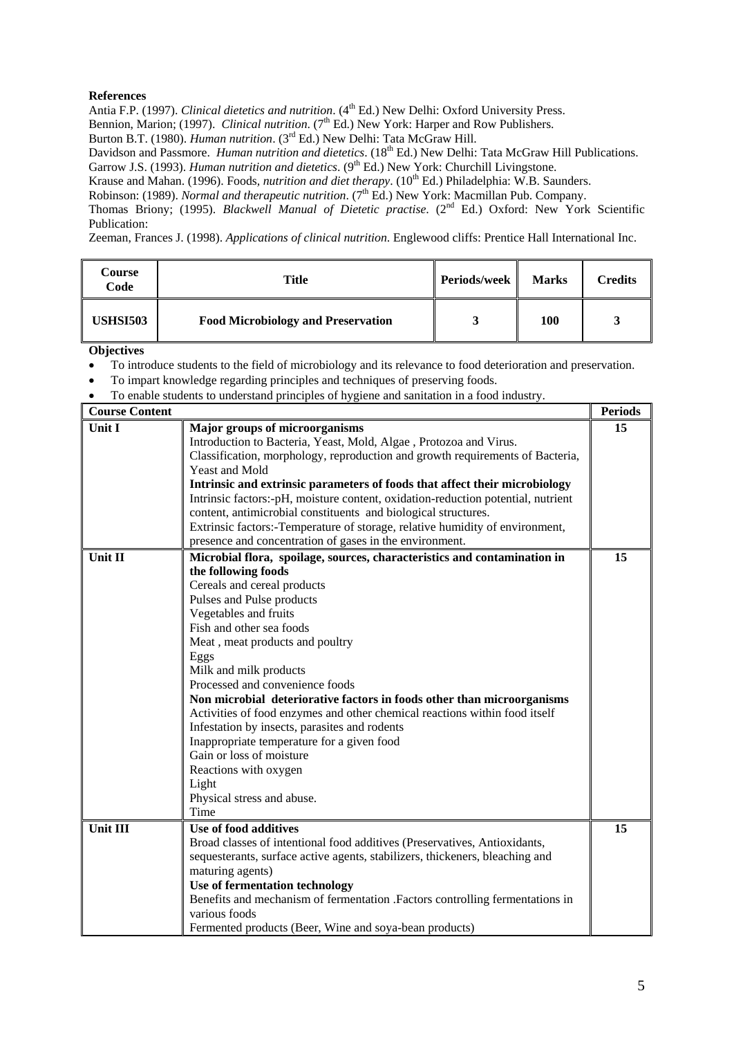**References**

Antia F.P. (1997). *Clinical dietetics and nutrition*. (4th Ed.) New Delhi: Oxford University Press.
Bennion, Marion; (1997). *Clinical nutrition*. (7th Ed.) New York: Harper and Row Publishers.
Burton B.T. (1980). *Human nutrition*. (3rd Ed.) New Delhi: Tata McGraw Hill.
Davidson and Passmore. *Human nutrition and dietetics*. (18th Ed.) New Delhi: Tata McGraw Hill Publications.
Garrow J.S. (1993). *Human nutrition and dietetics*. (9th Ed.) New York: Churchill Livingstone.
Krause and Mahan. (1996). Foods*, nutrition and diet therapy*. (10th Ed.) Philadelphia: W.B. Saunders.
Robinson: (1989). *Normal and therapeutic nutrition*. (7th Ed.) New York: Macmillan Pub. Company.
Thomas Briony; (1995). *Blackwell Manual of Dietetic practise*. (2nd Ed.) Oxford: New York Scientific Publication:
Zeeman, Frances J. (1998). *Applications of clinical nutrition*. Englewood cliffs: Prentice Hall International Inc.

| Course Code | Title | Periods/week | Marks | Credits |
|---|---|---|---|---|
| **USHSI503** | **Food Microbiology and Preservation** | **3** | **100** | **3** |

**Objectives**

- To introduce students to the field of microbiology and its relevance to food deterioration and preservation.
- To impart knowledge regarding principles and techniques of preserving foods.
- To enable students to understand principles of hygiene and sanitation in a food industry.

| Course Content | | Periods |
|---|---|---|
| **Unit I** | **Major groups of microorganisms**<br>Introduction to Bacteria, Yeast, Mold, Algae , Protozoa and Virus.<br>Classification, morphology, reproduction and growth requirements of Bacteria, Yeast and Mold<br>**Intrinsic and extrinsic parameters of foods that affect their microbiology**<br>Intrinsic factors:-pH, moisture content, oxidation-reduction potential, nutrient content, antimicrobial constituents and biological structures.<br>Extrinsic factors:-Temperature of storage, relative humidity of environment, presence and concentration of gases in the environment. | **15** |
| **Unit II** | **Microbial flora, spoilage, sources, characteristics and contamination in the following foods**<br>Cereals and cereal products<br>Pulses and Pulse products<br>Vegetables and fruits<br>Fish and other sea foods<br>Meat , meat products and poultry<br>Eggs<br>Milk and milk products<br>Processed and convenience foods<br>**Non microbial deteriorative factors in foods other than microorganisms**<br>Activities of food enzymes and other chemical reactions within food itself<br>Infestation by insects, parasites and rodents<br>Inappropriate temperature for a given food<br>Gain or loss of moisture<br>Reactions with oxygen<br>Light<br>Physical stress and abuse.<br>Time | **15** |
| **Unit III** | **Use of food additives**<br>Broad classes of intentional food additives (Preservatives, Antioxidants, sequesterants, surface active agents, stabilizers, thickeners, bleaching and maturing agents)<br>**Use of fermentation technology**<br>Benefits and mechanism of fermentation .Factors controlling fermentations in various foods<br>Fermented products (Beer, Wine and soya-bean products) | **15** |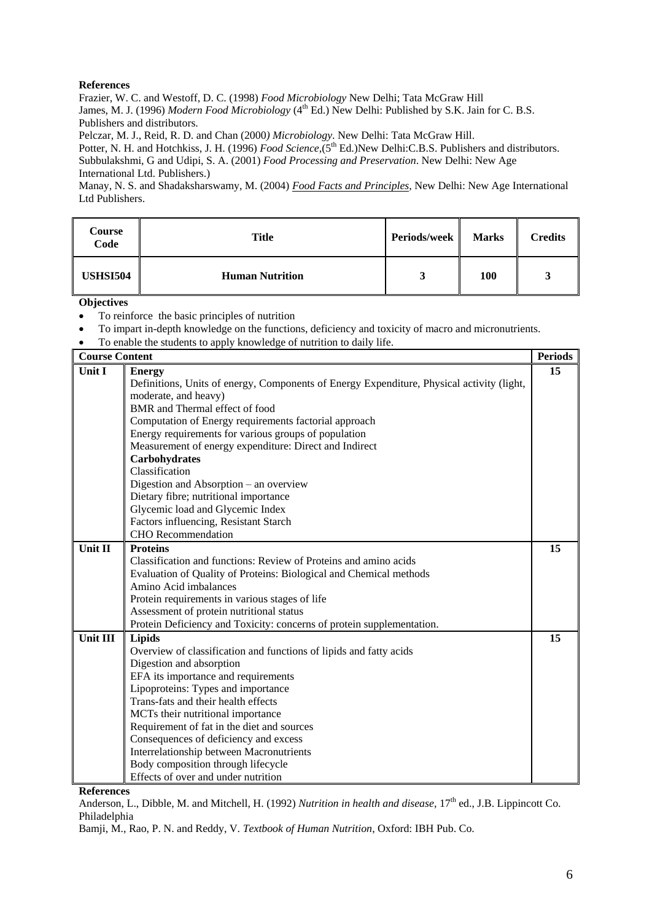**References**

Frazier, W. C. and Westoff, D. C. (1998) *Food Microbiology* New Delhi; Tata McGraw Hill

James, M. J. (1996) *Modern Food Microbiology* (4th Ed.) New Delhi: Published by S.K. Jain for C. B.S. Publishers and distributors.

Pelczar, M. J., Reid, R. D. and Chan (2000*) Microbiology*. New Delhi: Tata McGraw Hill.

Potter, N. H. and Hotchkiss, J. H. (1996) *Food Science*,(5th Ed.)New Delhi:C.B.S. Publishers and distributors.

Subbulakshmi, G and Udipi, S. A. (2001) *Food Processing and Preservation*. New Delhi: New Age International Ltd. Publishers.)

Manay, N. S. and Shadaksharswamy, M. (2004) *Food Facts and Principles*, New Delhi: New Age International Ltd Publishers.

| Course Code | Title | Periods/week | Marks | Credits |
|---|---|---|---|---|
| **USHSI504** | **Human Nutrition** | **3** | **100** | **3** |

**Objectives**

- To reinforce the basic principles of nutrition
- To impart in-depth knowledge on the functions, deficiency and toxicity of macro and micronutrients.
- To enable the students to apply knowledge of nutrition to daily life.

| **Course Content** | | **Periods** |
|---|---|---|
| **Unit I** | **Energy**<br>Definitions, Units of energy, Components of Energy Expenditure, Physical activity (light, moderate, and heavy)<br>BMR and Thermal effect of food<br>Computation of Energy requirements factorial approach<br>Energy requirements for various groups of population<br>Measurement of energy expenditure: Direct and Indirect<br>**Carbohydrates**<br>Classification<br>Digestion and Absorption – an overview<br>Dietary fibre; nutritional importance<br>Glycemic load and Glycemic Index<br>Factors influencing, Resistant Starch<br>CHO Recommendation | **15** |
| **Unit II** | **Proteins**<br>Classification and functions: Review of Proteins and amino acids<br>Evaluation of Quality of Proteins: Biological and Chemical methods<br>Amino Acid imbalances<br>Protein requirements in various stages of life<br>Assessment of protein nutritional status<br>Protein Deficiency and Toxicity: concerns of protein supplementation. | **15** |
| **Unit III** | **Lipids**<br>Overview of classification and functions of lipids and fatty acids<br>Digestion and absorption<br>EFA its importance and requirements<br>Lipoproteins: Types and importance<br>Trans-fats and their health effects<br>MCTs their nutritional importance<br>Requirement of fat in the diet and sources<br>Consequences of deficiency and excess<br>Interrelationship between Macronutrients<br>Body composition through lifecycle<br>Effects of over and under nutrition | **15** |

**References**

Anderson, L., Dibble, M. and Mitchell, H. (1992) *Nutrition in health and disease*, 17th ed., J.B. Lippincott Co. Philadelphia

Bamji, M., Rao, P. N. and Reddy, V. *Textbook of Human Nutrition*, Oxford: IBH Pub. Co.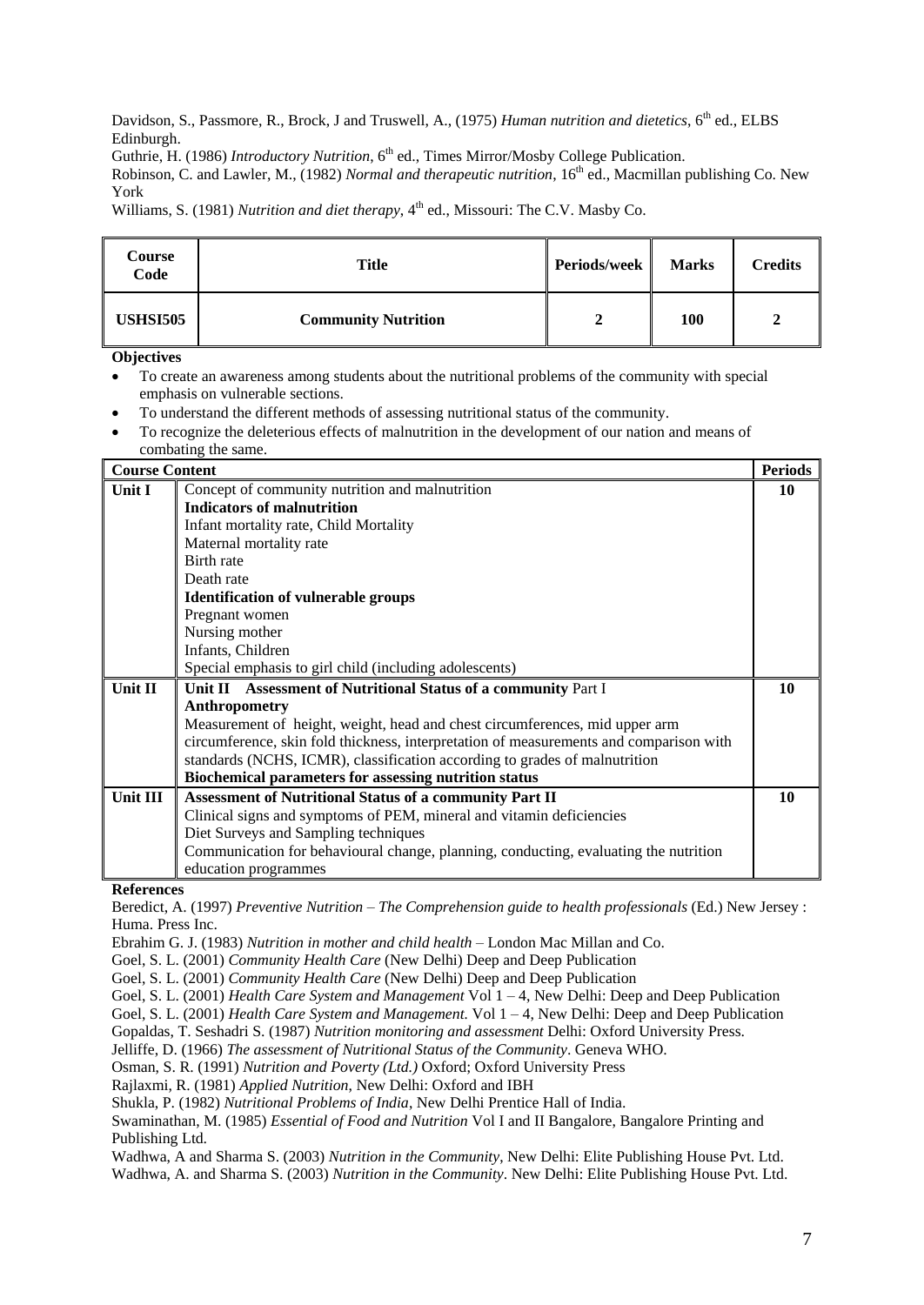Davidson, S., Passmore, R., Brock, J and Truswell, A., (1975) *Human nutrition and dietetics*, 6th ed., ELBS Edinburgh.

Guthrie, H. (1986) *Introductory Nutrition*, 6th ed., Times Mirror/Mosby College Publication.

Robinson, C. and Lawler, M., (1982) *Normal and therapeutic nutrition*, 16th ed., Macmillan publishing Co. New York

Williams, S. (1981) *Nutrition and diet therapy*, 4th ed., Missouri: The C.V. Masby Co.

| Course Code | Title | Periods/week | Marks | Credits |
|---|---|---|---|---|
| **USHSI505** | **Community Nutrition** | **2** | **100** | **2** |

**Objectives**

- To create an awareness among students about the nutritional problems of the community with special emphasis on vulnerable sections.
- To understand the different methods of assessing nutritional status of the community.
- To recognize the deleterious effects of malnutrition in the development of our nation and means of combating the same.

| **Course Content** | | **Periods** |
|---|---|---|
| **Unit I** | Concept of community nutrition and malnutrition<br>**Indicators of malnutrition**<br>Infant mortality rate, Child Mortality<br>Maternal mortality rate<br>Birth rate<br>Death rate<br>**Identification of vulnerable groups**<br>Pregnant women<br>Nursing mother<br>Infants, Children<br>Special emphasis to girl child (including adolescents) | **10** |
| **Unit II** | **Unit II Assessment of Nutritional Status of a community** Part I<br>**Anthropometry**<br>Measurement of height, weight, head and chest circumferences, mid upper arm circumference, skin fold thickness, interpretation of measurements and comparison with standards (NCHS, ICMR), classification according to grades of malnutrition<br>**Biochemical parameters for assessing nutrition status** | **10** |
| **Unit III** | **Assessment of Nutritional Status of a community Part II**<br>Clinical signs and symptoms of PEM, mineral and vitamin deficiencies<br>Diet Surveys and Sampling techniques<br>Communication for behavioural change, planning, conducting, evaluating the nutrition education programmes | **10** |

**References**

Beredict, A. (1997) *Preventive Nutrition – The Comprehension guide to health professionals* (Ed.) New Jersey : Huma. Press Inc.

Ebrahim G. J. (1983) *Nutrition in mother and child health* – London Mac Millan and Co.

Goel, S. L. (2001) *Community Health Care* (New Delhi) Deep and Deep Publication

Goel, S. L. (2001) *Community Health Care* (New Delhi) Deep and Deep Publication

Goel, S. L. (2001) *Health Care System and Management* Vol 1 – 4, New Delhi: Deep and Deep Publication

Goel, S. L. (2001) *Health Care System and Management.* Vol 1 – 4, New Delhi: Deep and Deep Publication

Gopaldas, T. Seshadri S. (1987) *Nutrition monitoring and assessment* Delhi: Oxford University Press.

Jelliffe, D. (1966) *The assessment of Nutritional Status of the Community*. Geneva WHO.

Osman, S. R. (1991) *Nutrition and Poverty (Ltd.)* Oxford; Oxford University Press

Rajlaxmi, R. (1981) *Applied Nutrition*, New Delhi: Oxford and IBH

Shukla, P. (1982) *Nutritional Problems of India*, New Delhi Prentice Hall of India.

Swaminathan, M. (1985) *Essential of Food and Nutrition* Vol I and II Bangalore, Bangalore Printing and Publishing Ltd.

Wadhwa, A and Sharma S. (2003) *Nutrition in the Community*, New Delhi: Elite Publishing House Pvt. Ltd.

Wadhwa, A. and Sharma S. (2003) *Nutrition in the Community*. New Delhi: Elite Publishing House Pvt. Ltd.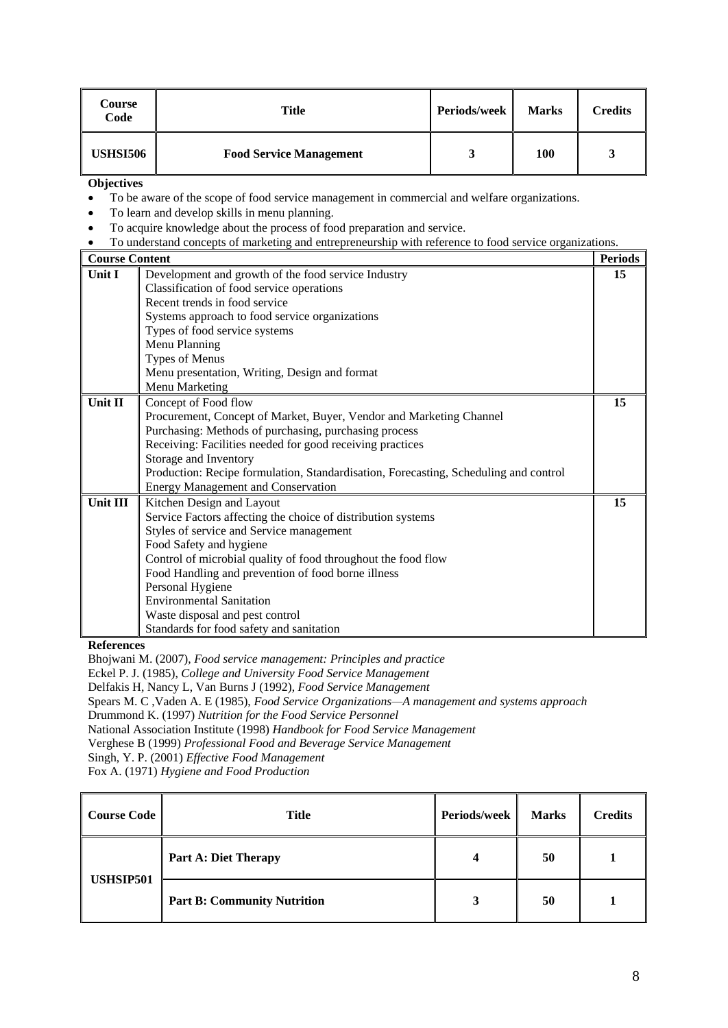| Course Code | Title | Periods/week | Marks | Credits |
|---|---|---|---|---|
| **USHSI506** | **Food Service Management** | **3** | **100** | **3** |

**Objectives**

- To be aware of the scope of food service management in commercial and welfare organizations.
- To learn and develop skills in menu planning.
- To acquire knowledge about the process of food preparation and service.
- To understand concepts of marketing and entrepreneurship with reference to food service organizations.

| **Course Content** | | **Periods** |
|---|---|---|
| **Unit I** | Development and growth of the food service Industry<br>Classification of food service operations<br>Recent trends in food service<br>Systems approach to food service organizations<br>Types of food service systems<br>Menu Planning<br>Types of Menus<br>Menu presentation, Writing, Design and format<br>Menu Marketing | **15** |
| **Unit II** | Concept of Food flow<br>Procurement, Concept of Market, Buyer, Vendor and Marketing Channel<br>Purchasing: Methods of purchasing, purchasing process<br>Receiving: Facilities needed for good receiving practices<br>Storage and Inventory<br>Production: Recipe formulation, Standardisation, Forecasting, Scheduling and control<br>Energy Management and Conservation | **15** |
| **Unit III** | Kitchen Design and Layout<br>Service Factors affecting the choice of distribution systems<br>Styles of service and Service management<br>Food Safety and hygiene<br>Control of microbial quality of food throughout the food flow<br>Food Handling and prevention of food borne illness<br>Personal Hygiene<br>Environmental Sanitation<br>Waste disposal and pest control<br>Standards for food safety and sanitation | **15** |

**References**

Bhojwani M. (2007), *Food service management: Principles and practice*
Eckel P. J. (1985), *College and University Food Service Management*
Delfakis H, Nancy L, Van Burns J (1992), *Food Service Management*
Spears M. C ,Vaden A. E (1985), *Food Service Organizations—A management and systems approach*
Drummond K. (1997) *Nutrition for the Food Service Personnel*
National Association Institute (1998) *Handbook for Food Service Management*
Verghese B (1999) *Professional Food and Beverage Service Management*
Singh, Y. P. (2001) *Effective Food Management*
Fox A. (1971) *Hygiene and Food Production*

| Course Code | Title | Periods/week | Marks | Credits |
|---|---|---|---|---|
| **USHSIP501** | **Part A: Diet Therapy** | **4** | **50** | **1** |
| | **Part B: Community Nutrition** | **3** | **50** | **1** |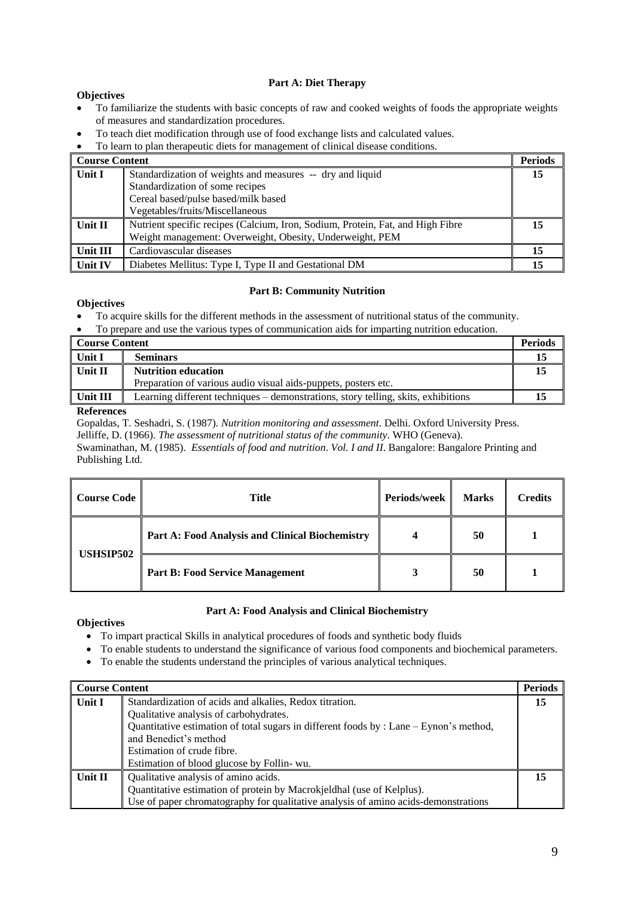### Part A: Diet Therapy

**Objectives**

- To familiarize the students with basic concepts of raw and cooked weights of foods the appropriate weights of measures and standardization procedures.
- To teach diet modification through use of food exchange lists and calculated values.
- To learn to plan therapeutic diets for management of clinical disease conditions.

| Course Content | | Periods |
|---|---|---|
| **Unit I** | Standardization of weights and measures -- dry and liquid<br>Standardization of some recipes<br>Cereal based/pulse based/milk based<br>Vegetables/fruits/Miscellaneous | **15** |
| **Unit II** | Nutrient specific recipes (Calcium, Iron, Sodium, Protein, Fat, and High Fibre<br>Weight management: Overweight, Obesity, Underweight, PEM | **15** |
| **Unit III** | Cardiovascular diseases | **15** |
| **Unit IV** | Diabetes Mellitus: Type I, Type II and Gestational DM | **15** |

### Part B: Community Nutrition

**Objectives**

- To acquire skills for the different methods in the assessment of nutritional status of the community.
- To prepare and use the various types of communication aids for imparting nutrition education.

| Course Content | | Periods |
|---|---|---|
| **Unit I** | **Seminars** | **15** |
| **Unit II** | **Nutrition education**<br>Preparation of various audio visual aids-puppets, posters etc. | **15** |
| **Unit III** | Learning different techniques – demonstrations, story telling, skits, exhibitions | **15** |

**References**

Gopaldas, T. Seshadri, S. (1987). *Nutrition monitoring and assessment*. Delhi. Oxford University Press.
Jelliffe, D. (1966). *The assessment of nutritional status of the community*. WHO (Geneva).
Swaminathan, M. (1985). *Essentials of food and nutrition*. *Vol. I and II*. Bangalore: Bangalore Printing and Publishing Ltd.

| Course Code | Title | Periods/week | Marks | Credits |
|---|---|---|---|---|
| **USHSIP502** | **Part A: Food Analysis and Clinical Biochemistry** | **4** | **50** | **1** |
| | **Part B: Food Service Management** | **3** | **50** | **1** |

### Part A: Food Analysis and Clinical Biochemistry

**Objectives**

- To impart practical Skills in analytical procedures of foods and synthetic body fluids
- To enable students to understand the significance of various food components and biochemical parameters.
- To enable the students understand the principles of various analytical techniques.

| Course Content | | Periods |
|---|---|---|
| **Unit I** | Standardization of acids and alkalies, Redox titration.<br>Qualitative analysis of carbohydrates.<br>Quantitative estimation of total sugars in different foods by : Lane – Eynon's method, and Benedict's method<br>Estimation of crude fibre.<br>Estimation of blood glucose by Follin- wu. | **15** |
| **Unit II** | Qualitative analysis of amino acids.<br>Quantitative estimation of protein by Macrokjeldhal (use of Kelplus).<br>Use of paper chromatography for qualitative analysis of amino acids-demonstrations | **15** |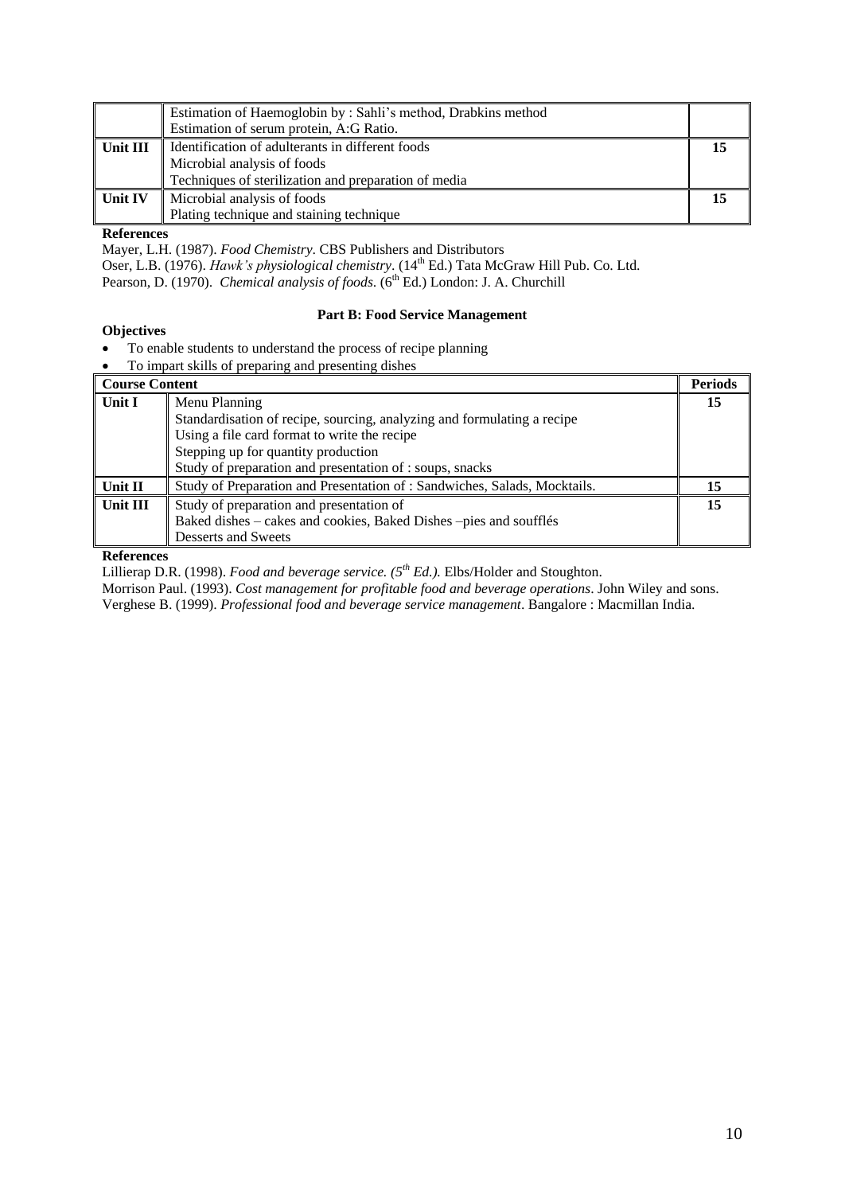| | | |
|---|---|---|
| | Estimation of Haemoglobin by : Sahli's method, Drabkins method<br>Estimation of serum protein, A:G Ratio. | |
| **Unit III** | Identification of adulterants in different foods<br>Microbial analysis of foods<br>Techniques of sterilization and preparation of media | **15** |
| **Unit IV** | Microbial analysis of foods<br>Plating technique and staining technique | **15** |

**References**

Mayer, L.H. (1987). *Food Chemistry*. CBS Publishers and Distributors

Oser, L.B. (1976). *Hawk's physiological chemistry*. (14th Ed.) Tata McGraw Hill Pub. Co. Ltd.

Pearson, D. (1970). *Chemical analysis of foods*. (6th Ed.) London: J. A. Churchill

## Part B: Food Service Management

**Objectives**

- To enable students to understand the process of recipe planning
- To impart skills of preparing and presenting dishes

| **Course Content** | | **Periods** |
|---|---|---|
| **Unit I** | Menu Planning<br>Standardisation of recipe, sourcing, analyzing and formulating a recipe<br>Using a file card format to write the recipe<br>Stepping up for quantity production<br>Study of preparation and presentation of : soups, snacks | **15** |
| **Unit II** | Study of Preparation and Presentation of : Sandwiches, Salads, Mocktails. | **15** |
| **Unit III** | Study of preparation and presentation of<br>Baked dishes – cakes and cookies, Baked Dishes –pies and soufflés<br>Desserts and Sweets | **15** |

**References**

Lillierap D.R. (1998). *Food and beverage service. (5th Ed.).* Elbs/Holder and Stoughton.

Morrison Paul. (1993). *Cost management for profitable food and beverage operations*. John Wiley and sons.

Verghese B. (1999). *Professional food and beverage service management*. Bangalore : Macmillan India.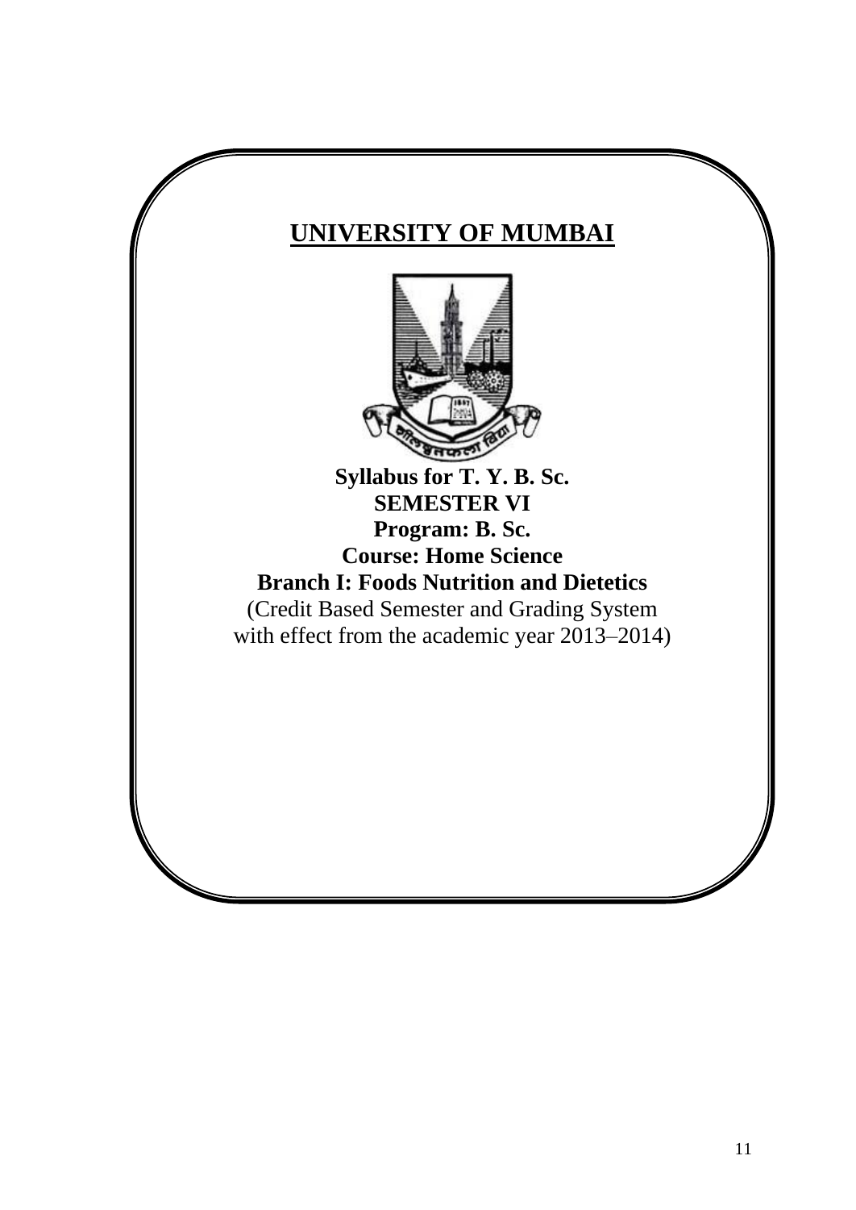# UNIVERSITY OF MUMBAI

**Syllabus for T. Y. B. Sc.**
**SEMESTER VI**
**Program: B. Sc.**
**Course: Home Science**
**Branch I: Foods Nutrition and Dietetics**

(Credit Based Semester and Grading System with effect from the academic year 2013–2014)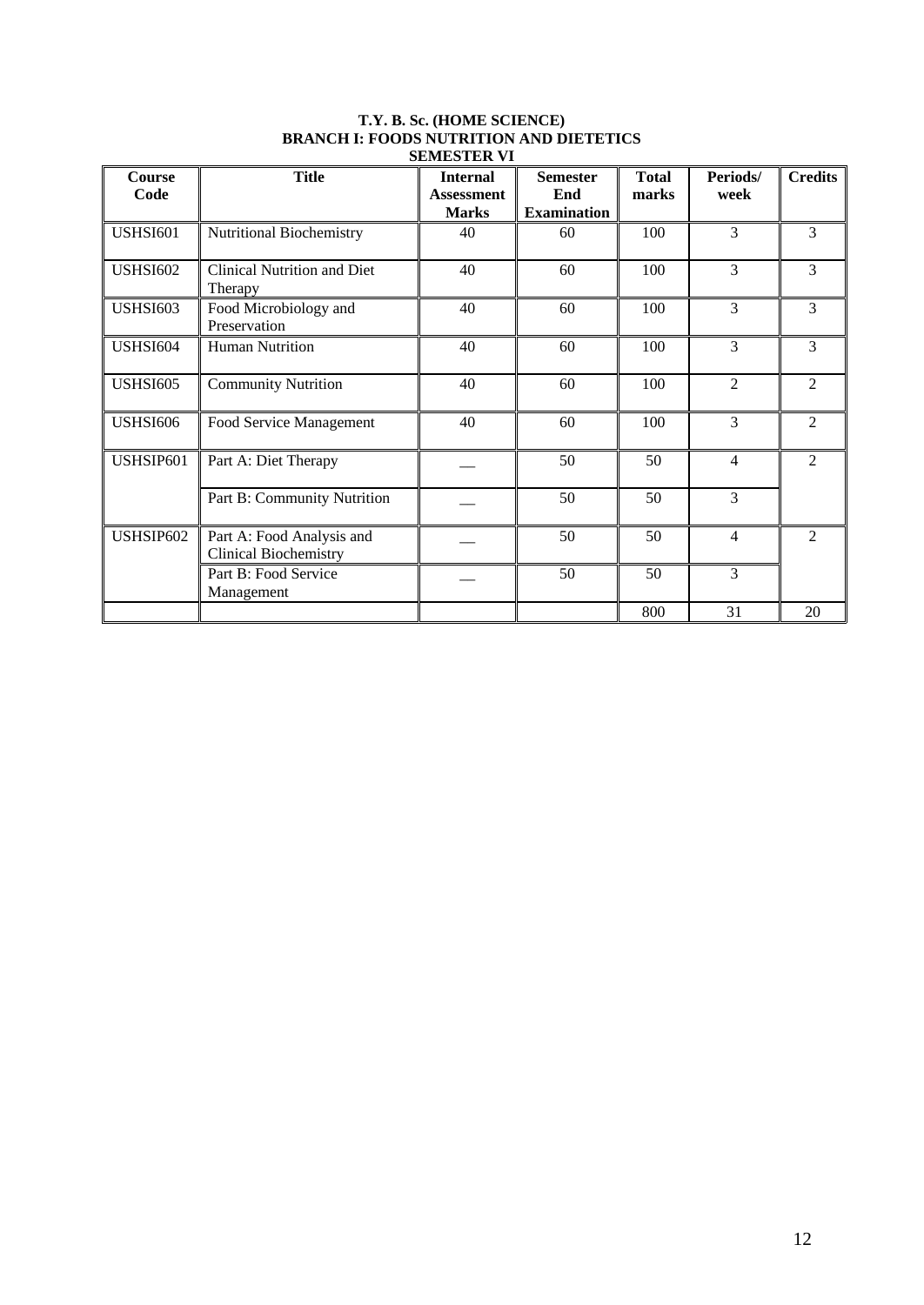**T.Y. B. Sc. (HOME SCIENCE)**
**BRANCH I: FOODS NUTRITION AND DIETETICS**
**SEMESTER VI**

| Course Code | Title | Internal Assessment Marks | Semester End Examination | Total marks | Periods/ week | Credits |
|---|---|---|---|---|---|---|
| USHSI601 | Nutritional Biochemistry | 40 | 60 | 100 | 3 | 3 |
| USHSI602 | Clinical Nutrition and Diet Therapy | 40 | 60 | 100 | 3 | 3 |
| USHSI603 | Food Microbiology and Preservation | 40 | 60 | 100 | 3 | 3 |
| USHSI604 | Human Nutrition | 40 | 60 | 100 | 3 | 3 |
| USHSI605 | Community Nutrition | 40 | 60 | 100 | 2 | 2 |
| USHSI606 | Food Service Management | 40 | 60 | 100 | 3 | 2 |
| USHSIP601 | Part A: Diet Therapy | __ | 50 | 50 | 4 | 2 |
| | Part B: Community Nutrition | __ | 50 | 50 | 3 | |
| USHSIP602 | Part A: Food Analysis and Clinical Biochemistry | __ | 50 | 50 | 4 | 2 |
| | Part B: Food Service Management | __ | 50 | 50 | 3 | |
| | | | | 800 | 31 | 20 |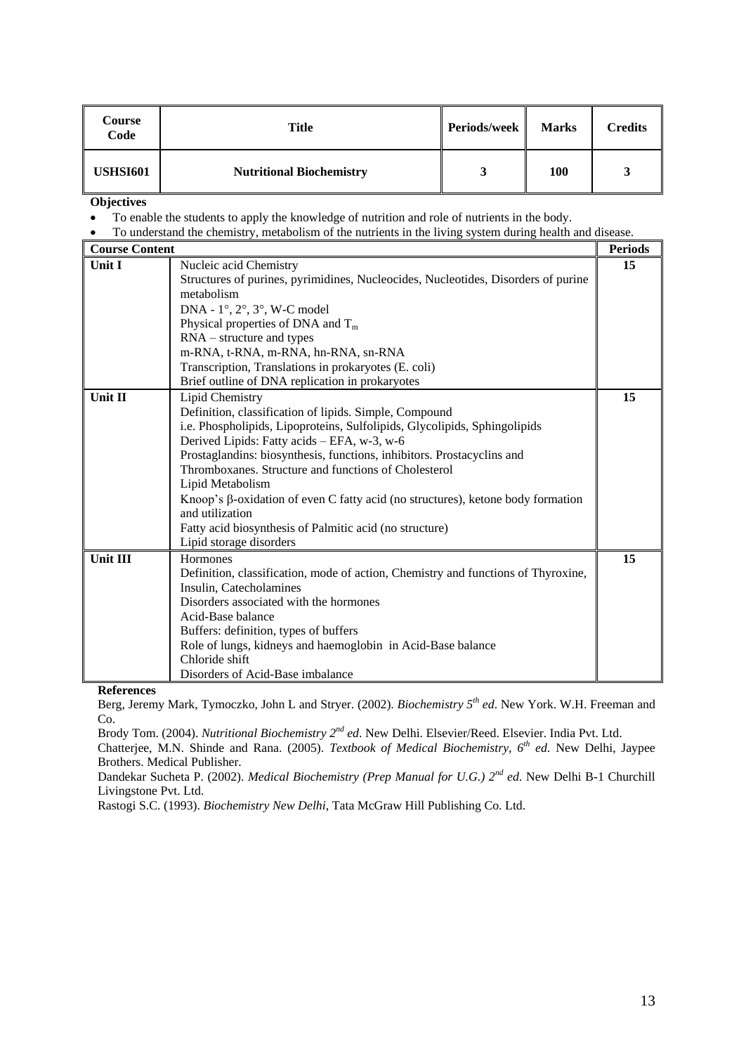| Course Code | Title | Periods/week | Marks | Credits |
|---|---|---|---|---|
| USHSI601 | Nutritional Biochemistry | 3 | 100 | 3 |

**Objectives**

- To enable the students to apply the knowledge of nutrition and role of nutrients in the body.
- To understand the chemistry, metabolism of the nutrients in the living system during health and disease.

| Course Content | | Periods |
|---|---|---|
| Unit I | Nucleic acid Chemistry<br>Structures of purines, pyrimidines, Nucleocides, Nucleotides, Disorders of purine metabolism<br>DNA - 1°, 2°, 3°, W-C model<br>Physical properties of DNA and $T_m$<br>RNA – structure and types<br>m-RNA, t-RNA, m-RNA, hn-RNA, sn-RNA<br>Transcription, Translations in prokaryotes (E. coli)<br>Brief outline of DNA replication in prokaryotes | 15 |
| Unit II | Lipid Chemistry<br>Definition, classification of lipids. Simple, Compound<br>i.e. Phospholipids, Lipoproteins, Sulfolipids, Glycolipids, Sphingolipids<br>Derived Lipids: Fatty acids – EFA, w-3, w-6<br>Prostaglandins: biosynthesis, functions, inhibitors. Prostacyclins and Thromboxanes. Structure and functions of Cholesterol<br>Lipid Metabolism<br>Knoop's β-oxidation of even C fatty acid (no structures), ketone body formation and utilization<br>Fatty acid biosynthesis of Palmitic acid (no structure)<br>Lipid storage disorders | 15 |
| Unit III | Hormones<br>Definition, classification, mode of action, Chemistry and functions of Thyroxine, Insulin, Catecholamines<br>Disorders associated with the hormones<br>Acid-Base balance<br>Buffers: definition, types of buffers<br>Role of lungs, kidneys and haemoglobin in Acid-Base balance<br>Chloride shift<br>Disorders of Acid-Base imbalance | 15 |

**References**

Berg, Jeremy Mark, Tymoczko, John L and Stryer. (2002). *Biochemistry 5th ed*. New York. W.H. Freeman and Co.

Brody Tom. (2004). *Nutritional Biochemistry 2nd ed*. New Delhi. Elsevier/Reed. Elsevier. India Pvt. Ltd.

Chatterjee, M.N. Shinde and Rana. (2005). *Textbook of Medical Biochemistry, 6th ed*. New Delhi, Jaypee Brothers. Medical Publisher.

Dandekar Sucheta P. (2002). *Medical Biochemistry (Prep Manual for U.G.) 2nd ed*. New Delhi B-1 Churchill Livingstone Pvt. Ltd.

Rastogi S.C. (1993). *Biochemistry New Delhi*, Tata McGraw Hill Publishing Co. Ltd.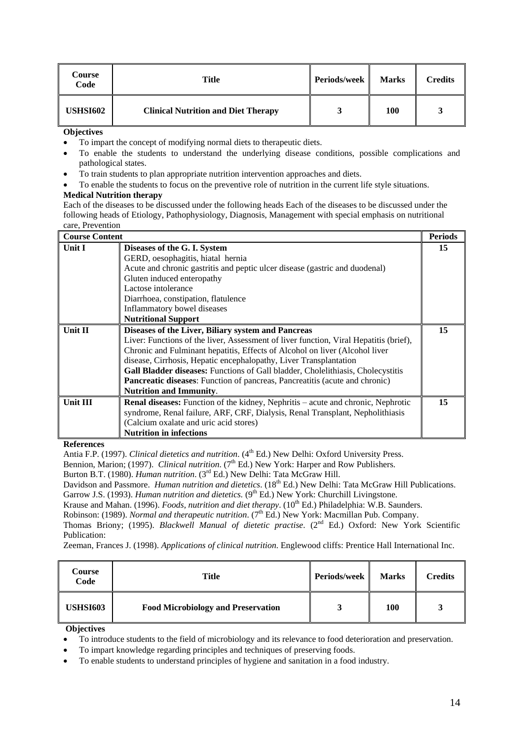| Course Code | Title | Periods/week | Marks | Credits |
|---|---|---|---|---|
| **USHSI602** | **Clinical Nutrition and Diet Therapy** | **3** | **100** | **3** |

**Objectives**

- To impart the concept of modifying normal diets to therapeutic diets.
- To enable the students to understand the underlying disease conditions, possible complications and pathological states.
- To train students to plan appropriate nutrition intervention approaches and diets.
- To enable the students to focus on the preventive role of nutrition in the current life style situations.

**Medical Nutrition therapy**

Each of the diseases to be discussed under the following heads Each of the diseases to be discussed under the following heads of Etiology, Pathophysiology, Diagnosis, Management with special emphasis on nutritional care, Prevention

| **Course Content** | | **Periods** |
|---|---|---|
| **Unit I** | **Diseases of the G. I. System**<br>GERD, oesophagitis, hiatal hernia<br>Acute and chronic gastritis and peptic ulcer disease (gastric and duodenal)<br>Gluten induced enteropathy<br>Lactose intolerance<br>Diarrhoea, constipation, flatulence<br>Inflammatory bowel diseases<br>**Nutritional Support** | **15** |
| **Unit II** | **Diseases of the Liver, Biliary system and Pancreas**<br>Liver: Functions of the liver, Assessment of liver function, Viral Hepatitis (brief), Chronic and Fulminant hepatitis, Effects of Alcohol on liver (Alcohol liver disease, Cirrhosis, Hepatic encephalopathy, Liver Transplantation<br>**Gall Bladder diseases:** Functions of Gall bladder, Cholelithiasis, Cholecystitis<br>**Pancreatic diseases**: Function of pancreas, Pancreatitis (acute and chronic)<br>**Nutrition and Immunity**. | **15** |
| **Unit III** | **Renal diseases:** Function of the kidney, Nephritis – acute and chronic, Nephrotic syndrome, Renal failure, ARF, CRF, Dialysis, Renal Transplant, Nepholithiasis (Calcium oxalate and uric acid stores)<br>**Nutrition in infections** | **15** |

**References**

Antia F.P. (1997). *Clinical dietetics and nutrition*. (4th Ed.) New Delhi: Oxford University Press.

Bennion, Marion; (1997). *Clinical nutrition*. (7th Ed.) New York: Harper and Row Publishers.

Burton B.T. (1980). *Human nutrition*. (3rd Ed.) New Delhi: Tata McGraw Hill.

Davidson and Passmore. *Human nutrition and dietetics*. (18th Ed.) New Delhi: Tata McGraw Hill Publications.

Garrow J.S. (1993). *Human nutrition and dietetics.* (9th Ed.) New York: Churchill Livingstone.

Krause and Mahan. (1996). *Foods, nutrition and diet therapy*. (10th Ed.) Philadelphia: W.B. Saunders.

Robinson: (1989). *Normal and therapeutic nutrition*. (7th Ed.) New York: Macmillan Pub. Company.

Thomas Briony; (1995). *Blackwell Manual of dietetic practise*. (2nd Ed.) Oxford: New York Scientific Publication:

Zeeman, Frances J. (1998). *Applications of clinical nutrition*. Englewood cliffs: Prentice Hall International Inc.

| Course Code | Title | Periods/week | Marks | Credits |
|---|---|---|---|---|
| **USHSI603** | **Food Microbiology and Preservation** | **3** | **100** | **3** |

**Objectives**

- To introduce students to the field of microbiology and its relevance to food deterioration and preservation.
- To impart knowledge regarding principles and techniques of preserving foods.
- To enable students to understand principles of hygiene and sanitation in a food industry.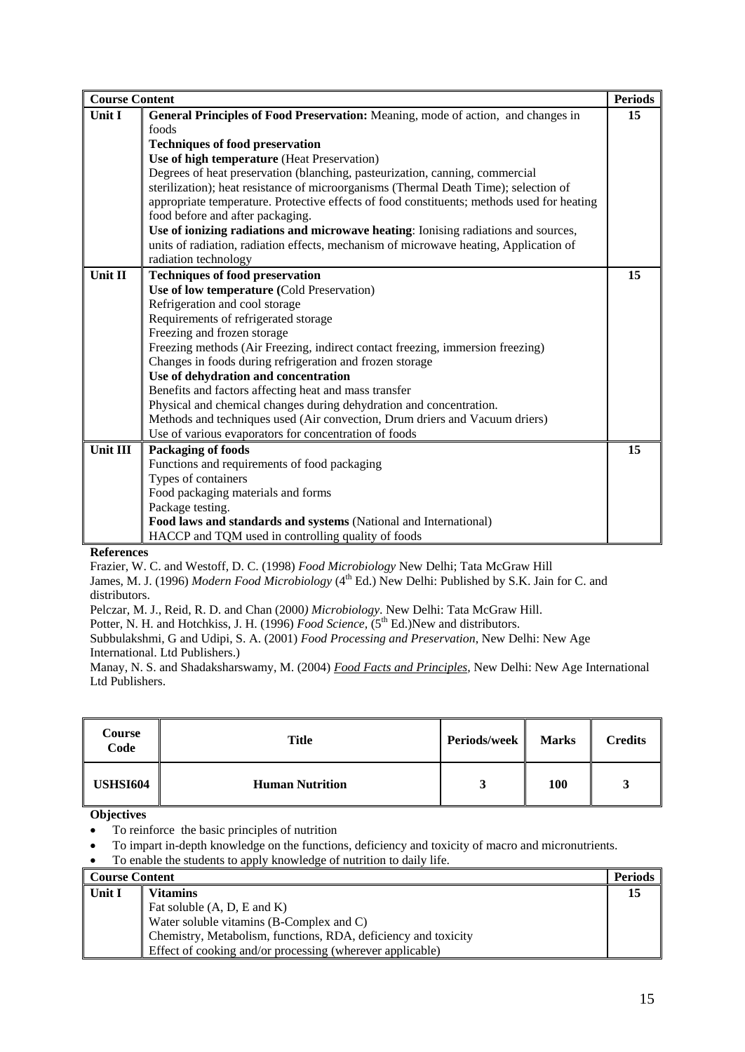| Course Content | | Periods |
|---|---|---|
| **Unit I** | **General Principles of Food Preservation:** Meaning, mode of action, and changes in foods<br>**Techniques of food preservation**<br>**Use of high temperature** (Heat Preservation)<br>Degrees of heat preservation (blanching, pasteurization, canning, commercial sterilization); heat resistance of microorganisms (Thermal Death Time); selection of appropriate temperature. Protective effects of food constituents; methods used for heating food before and after packaging.<br>**Use of ionizing radiations and microwave heating**: Ionising radiations and sources, units of radiation, radiation effects, mechanism of microwave heating, Application of radiation technology | **15** |
| **Unit II** | **Techniques of food preservation**<br>**Use of low temperature (**Cold Preservation)<br>Refrigeration and cool storage<br>Requirements of refrigerated storage<br>Freezing and frozen storage<br>Freezing methods (Air Freezing, indirect contact freezing, immersion freezing)<br>Changes in foods during refrigeration and frozen storage<br>**Use of dehydration and concentration**<br>Benefits and factors affecting heat and mass transfer<br>Physical and chemical changes during dehydration and concentration.<br>Methods and techniques used (Air convection, Drum driers and Vacuum driers)<br>Use of various evaporators for concentration of foods | **15** |
| **Unit III** | **Packaging of foods**<br>Functions and requirements of food packaging<br>Types of containers<br>Food packaging materials and forms<br>Package testing.<br>**Food laws and standards and systems** (National and International)<br>HACCP and TQM used in controlling quality of foods | **15** |

**References**

Frazier, W. C. and Westoff, D. C. (1998) *Food Microbiology* New Delhi; Tata McGraw Hill

James, M. J. (1996) *Modern Food Microbiology* (4th Ed.) New Delhi: Published by S.K. Jain for C. and distributors.

Pelczar, M. J., Reid, R. D. and Chan (2000*) Microbiology*. New Delhi: Tata McGraw Hill.

Potter, N. H. and Hotchkiss, J. H. (1996) *Food Science*, (5th Ed.)New and distributors.

Subbulakshmi, G and Udipi, S. A. (2001) *Food Processing and Preservation*, New Delhi: New Age International. Ltd Publishers.)

Manay, N. S. and Shadaksharswamy, M. (2004) *Food Facts and Principles*, New Delhi: New Age International Ltd Publishers.

| Course Code | Title | Periods/week | Marks | Credits |
|---|---|---|---|---|
| **USHSI604** | **Human Nutrition** | **3** | **100** | **3** |

**Objectives**

- To reinforce the basic principles of nutrition
- To impart in-depth knowledge on the functions, deficiency and toxicity of macro and micronutrients.
- To enable the students to apply knowledge of nutrition to daily life.

| Course Content | | Periods |
|---|---|---|
| **Unit I** | **Vitamins**<br>Fat soluble (A, D, E and K)<br>Water soluble vitamins (B-Complex and C)<br>Chemistry, Metabolism, functions, RDA, deficiency and toxicity<br>Effect of cooking and/or processing (wherever applicable) | **15** |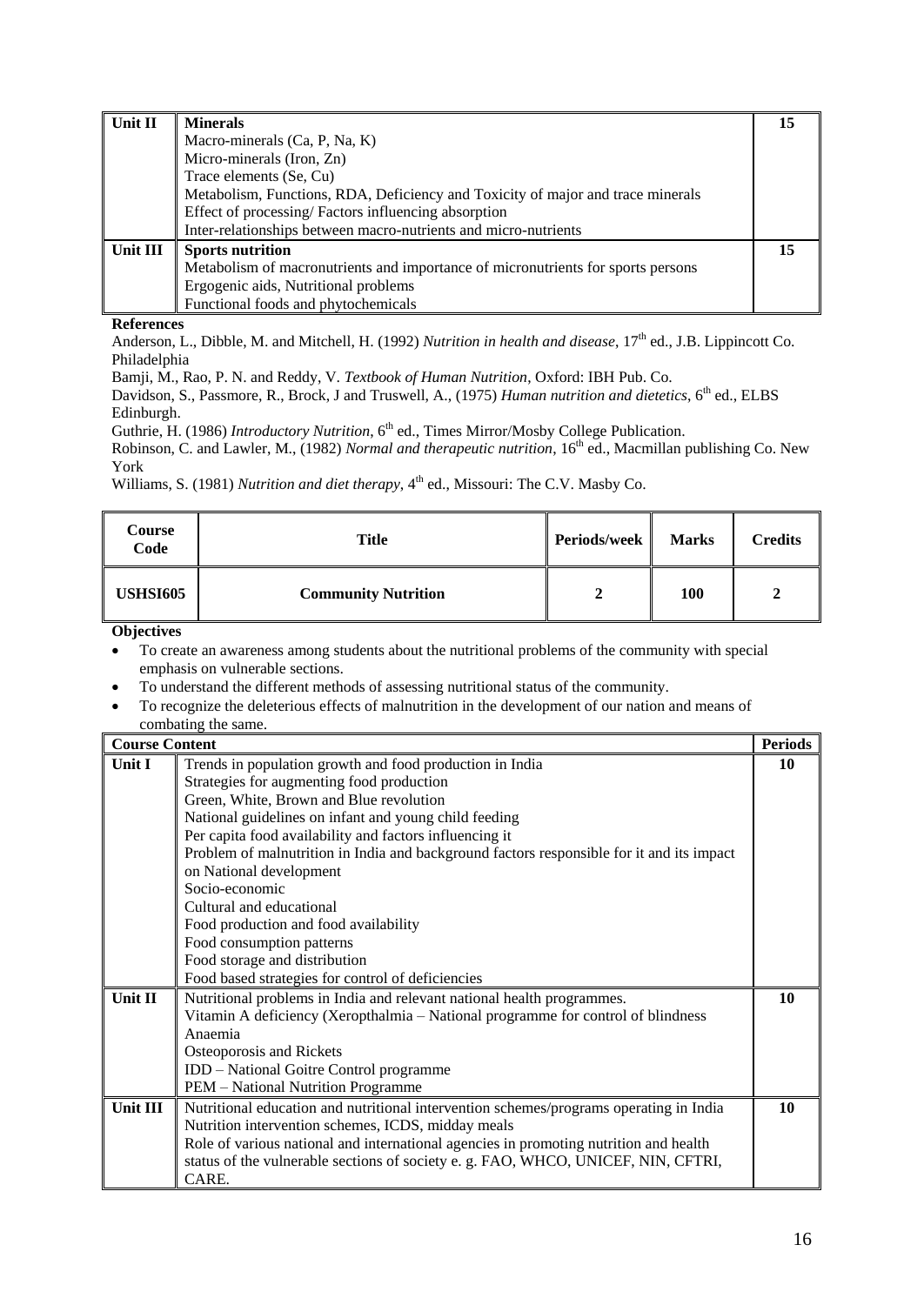| Unit II | **Minerals**<br>Macro-minerals (Ca, P, Na, K)<br>Micro-minerals (Iron, Zn)<br>Trace elements (Se, Cu)<br>Metabolism, Functions, RDA, Deficiency and Toxicity of major and trace minerals<br>Effect of processing/ Factors influencing absorption<br>Inter-relationships between macro-nutrients and micro-nutrients | 15 |
|---|---|---|
| **Unit III** | **Sports nutrition**<br>Metabolism of macronutrients and importance of micronutrients for sports persons<br>Ergogenic aids, Nutritional problems<br>Functional foods and phytochemicals | **15** |

**References**

Anderson, L., Dibble, M. and Mitchell, H. (1992) *Nutrition in health and disease*, 17th ed., J.B. Lippincott Co. Philadelphia

Bamji, M., Rao, P. N. and Reddy, V. *Textbook of Human Nutrition*, Oxford: IBH Pub. Co.

Davidson, S., Passmore, R., Brock, J and Truswell, A., (1975) *Human nutrition and dietetics*, 6th ed., ELBS Edinburgh.

Guthrie, H. (1986) *Introductory Nutrition*, 6th ed., Times Mirror/Mosby College Publication.

Robinson, C. and Lawler, M., (1982) *Normal and therapeutic nutrition*, 16th ed., Macmillan publishing Co. New York

Williams, S. (1981) *Nutrition and diet therapy*, 4th ed., Missouri: The C.V. Masby Co.

| Course Code | Title | Periods/week | Marks | Credits |
|---|---|---|---|---|
| **USHSI605** | **Community Nutrition** | **2** | **100** | **2** |

**Objectives**

- To create an awareness among students about the nutritional problems of the community with special emphasis on vulnerable sections.
- To understand the different methods of assessing nutritional status of the community.
- To recognize the deleterious effects of malnutrition in the development of our nation and means of combating the same.

| Course Content | | Periods |
|---|---|---|
| **Unit I** | Trends in population growth and food production in India<br>Strategies for augmenting food production<br>Green, White, Brown and Blue revolution<br>National guidelines on infant and young child feeding<br>Per capita food availability and factors influencing it<br>Problem of malnutrition in India and background factors responsible for it and its impact on National development<br>Socio-economic<br>Cultural and educational<br>Food production and food availability<br>Food consumption patterns<br>Food storage and distribution<br>Food based strategies for control of deficiencies | **10** |
| **Unit II** | Nutritional problems in India and relevant national health programmes.<br>Vitamin A deficiency (Xeropthalmia – National programme for control of blindness<br>Anaemia<br>Osteoporosis and Rickets<br>IDD – National Goitre Control programme<br>PEM – National Nutrition Programme | **10** |
| **Unit III** | Nutritional education and nutritional intervention schemes/programs operating in India<br>Nutrition intervention schemes, ICDS, midday meals<br>Role of various national and international agencies in promoting nutrition and health status of the vulnerable sections of society e. g. FAO, WHCO, UNICEF, NIN, CFTRI, CARE. | **10** |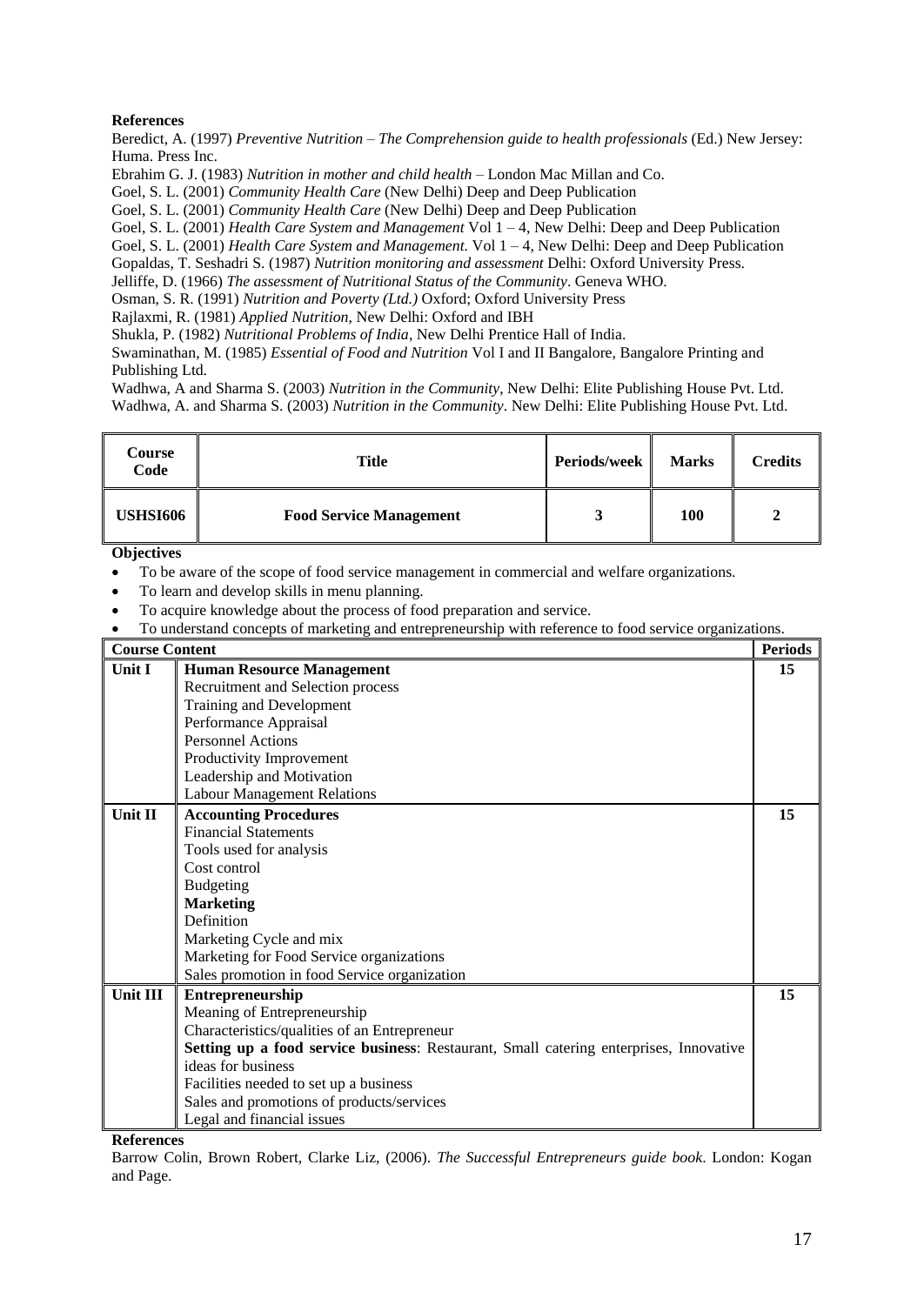**References**

Beredict, A. (1997) *Preventive Nutrition – The Comprehension guide to health professionals* (Ed.) New Jersey: Huma. Press Inc.

Ebrahim G. J. (1983) *Nutrition in mother and child health* – London Mac Millan and Co.

Goel, S. L. (2001) *Community Health Care* (New Delhi) Deep and Deep Publication

Goel, S. L. (2001) *Community Health Care* (New Delhi) Deep and Deep Publication

Goel, S. L. (2001) *Health Care System and Management* Vol 1 – 4, New Delhi: Deep and Deep Publication

Goel, S. L. (2001) *Health Care System and Management.* Vol 1 – 4, New Delhi: Deep and Deep Publication

Gopaldas, T. Seshadri S. (1987) *Nutrition monitoring and assessment* Delhi: Oxford University Press.

Jelliffe, D. (1966) *The assessment of Nutritional Status of the Community*. Geneva WHO.

Osman, S. R. (1991) *Nutrition and Poverty (Ltd.)* Oxford; Oxford University Press

Rajlaxmi, R. (1981) *Applied Nutrition*, New Delhi: Oxford and IBH

Shukla, P. (1982) *Nutritional Problems of India*, New Delhi Prentice Hall of India.

Swaminathan, M. (1985) *Essential of Food and Nutrition* Vol I and II Bangalore, Bangalore Printing and Publishing Ltd.

Wadhwa, A and Sharma S. (2003) *Nutrition in the Community*, New Delhi: Elite Publishing House Pvt. Ltd.

Wadhwa, A. and Sharma S. (2003) *Nutrition in the Community*. New Delhi: Elite Publishing House Pvt. Ltd.

| Course Code | Title | Periods/week | Marks | Credits |
|---|---|---|---|---|
| **USHSI606** | **Food Service Management** | **3** | **100** | **2** |

**Objectives**

- To be aware of the scope of food service management in commercial and welfare organizations.
- To learn and develop skills in menu planning.
- To acquire knowledge about the process of food preparation and service.
- To understand concepts of marketing and entrepreneurship with reference to food service organizations.

| **Course Content** | | **Periods** |
|---|---|---|
| **Unit I** | **Human Resource Management**<br>Recruitment and Selection process<br>Training and Development<br>Performance Appraisal<br>Personnel Actions<br>Productivity Improvement<br>Leadership and Motivation<br>Labour Management Relations | **15** |
| **Unit II** | **Accounting Procedures**<br>Financial Statements<br>Tools used for analysis<br>Cost control<br>Budgeting<br>**Marketing**<br>Definition<br>Marketing Cycle and mix<br>Marketing for Food Service organizations<br>Sales promotion in food Service organization | **15** |
| **Unit III** | **Entrepreneurship**<br>Meaning of Entrepreneurship<br>Characteristics/qualities of an Entrepreneur<br>**Setting up a food service business**: Restaurant, Small catering enterprises, Innovative ideas for business<br>Facilities needed to set up a business<br>Sales and promotions of products/services<br>Legal and financial issues | **15** |

**References**

Barrow Colin, Brown Robert, Clarke Liz, (2006). *The Successful Entrepreneurs guide book*. London: Kogan and Page.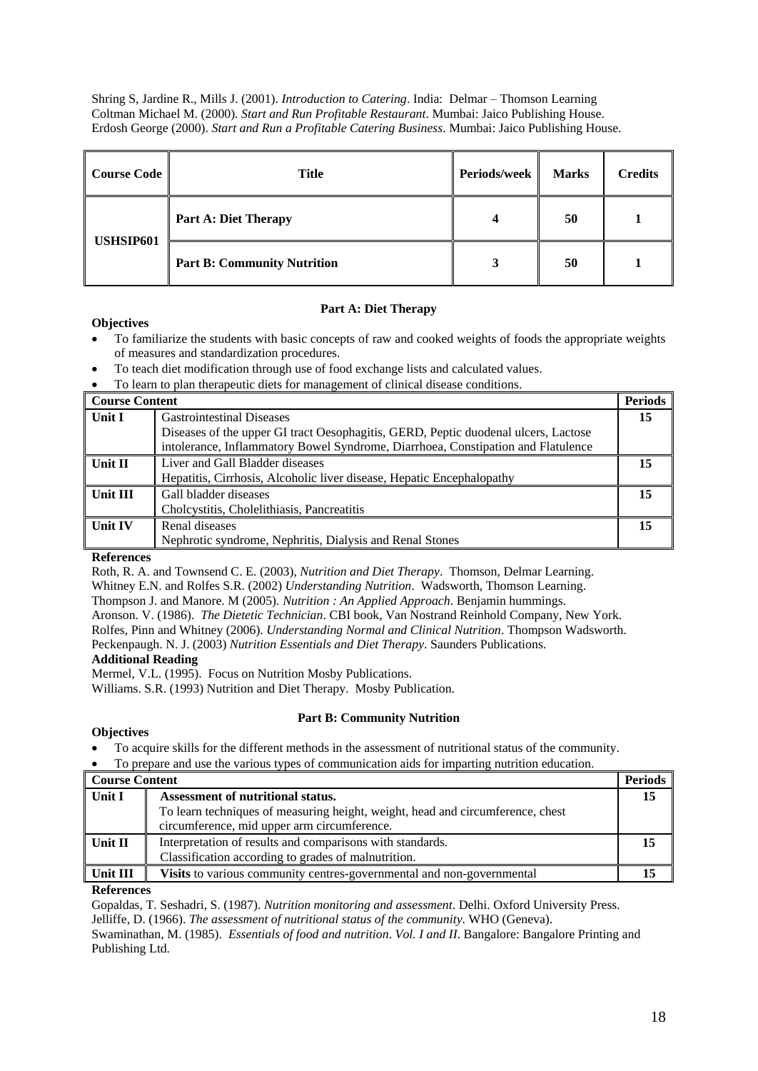Shring S, Jardine R., Mills J. (2001). *Introduction to Catering*. India: Delmar – Thomson Learning
Coltman Michael M. (2000). *Start and Run Profitable Restaurant*. Mumbai: Jaico Publishing House.
Erdosh George (2000). *Start and Run a Profitable Catering Business*. Mumbai: Jaico Publishing House.

| Course Code | Title | Periods/week | Marks | Credits |
|---|---|---|---|---|
| USHSIP601 | **Part A: Diet Therapy** | 4 | 50 | 1 |
| | **Part B: Community Nutrition** | 3 | 50 | 1 |

## Part A: Diet Therapy

**Objectives**

- To familiarize the students with basic concepts of raw and cooked weights of foods the appropriate weights of measures and standardization procedures.
- To teach diet modification through use of food exchange lists and calculated values.
- To learn to plan therapeutic diets for management of clinical disease conditions.

| Course Content | | Periods |
|---|---|---|
| **Unit I** | Gastrointestinal Diseases<br>Diseases of the upper GI tract Oesophagitis, GERD, Peptic duodenal ulcers, Lactose intolerance, Inflammatory Bowel Syndrome, Diarrhoea, Constipation and Flatulence | 15 |
| **Unit II** | Liver and Gall Bladder diseases<br>Hepatitis, Cirrhosis, Alcoholic liver disease, Hepatic Encephalopathy | 15 |
| **Unit III** | Gall bladder diseases<br>Cholcystitis, Cholelithiasis, Pancreatitis | 15 |
| **Unit IV** | Renal diseases<br>Nephrotic syndrome, Nephritis, Dialysis and Renal Stones | 15 |

**References**

Roth, R. A. and Townsend C. E. (2003), *Nutrition and Diet Therapy*. Thomson, Delmar Learning.
Whitney E.N. and Rolfes S.R. (2002) *Understanding Nutrition*. Wadsworth, Thomson Learning.
Thompson J. and Manore. M (2005). *Nutrition : An Applied Approach*. Benjamin hummings.
Aronson. V. (1986). *The Dietetic Technician*. CBI book, Van Nostrand Reinhold Company, New York.
Rolfes, Pinn and Whitney (2006). *Understanding Normal and Clinical Nutrition*. Thompson Wadsworth.
Peckenpaugh. N. J. (2003) *Nutrition Essentials and Diet Therapy*. Saunders Publications.

**Additional Reading**

Mermel, V.L. (1995). Focus on Nutrition Mosby Publications.
Williams. S.R. (1993) Nutrition and Diet Therapy. Mosby Publication.

## Part B: Community Nutrition

**Objectives**

- To acquire skills for the different methods in the assessment of nutritional status of the community.
- To prepare and use the various types of communication aids for imparting nutrition education.

| Course Content | | Periods |
|---|---|---|
| **Unit I** | **Assessment of nutritional status.**<br>To learn techniques of measuring height, weight, head and circumference, chest circumference, mid upper arm circumference. | 15 |
| **Unit II** | Interpretation of results and comparisons with standards.<br>Classification according to grades of malnutrition. | 15 |
| **Unit III** | **Visits** to various community centres-governmental and non-governmental | 15 |

**References**

Gopaldas, T. Seshadri, S. (1987). *Nutrition monitoring and assessment*. Delhi. Oxford University Press.
Jelliffe, D. (1966). *The assessment of nutritional status of the community*. WHO (Geneva).
Swaminathan, M. (1985). *Essentials of food and nutrition*. *Vol. I and II*. Bangalore: Bangalore Printing and Publishing Ltd.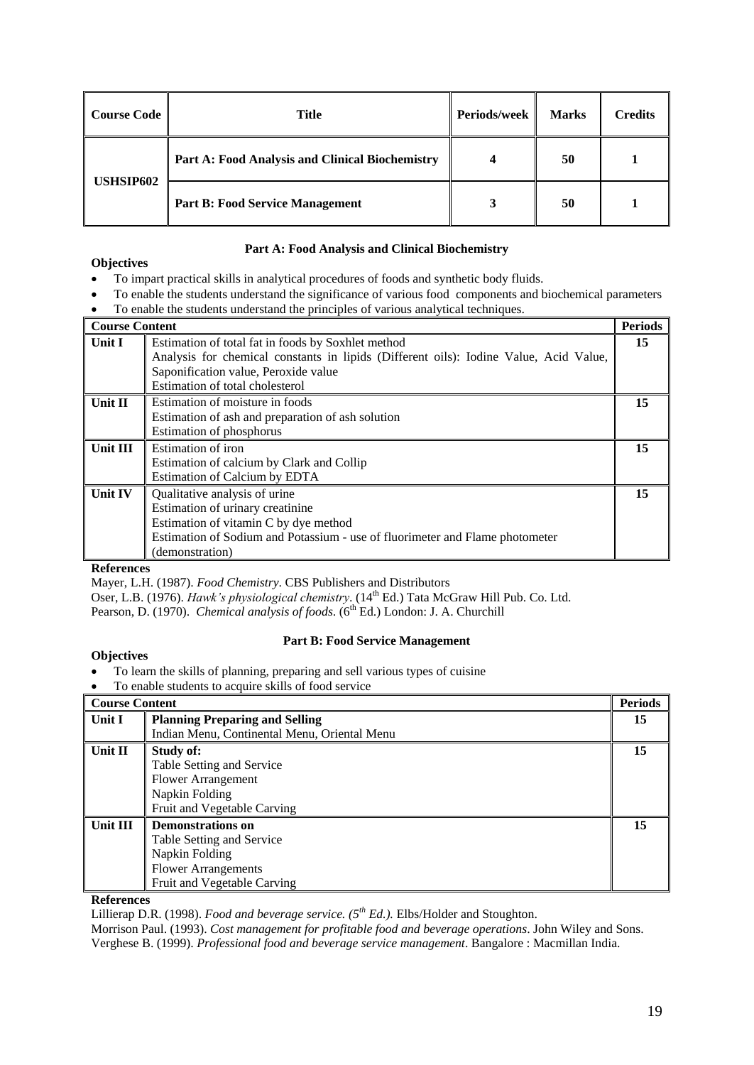| Course Code | Title | Periods/week | Marks | Credits |
|---|---|---|---|---|
| USHSIP602 | **Part A: Food Analysis and Clinical Biochemistry** | 4 | 50 | 1 |
| | **Part B: Food Service Management** | 3 | 50 | 1 |

## Part A: Food Analysis and Clinical Biochemistry

**Objectives**

- To impart practical skills in analytical procedures of foods and synthetic body fluids.
- To enable the students understand the significance of various food components and biochemical parameters
- To enable the students understand the principles of various analytical techniques.

| Course Content | | Periods |
|---|---|---|
| **Unit I** | Estimation of total fat in foods by Soxhlet method<br>Analysis for chemical constants in lipids (Different oils): Iodine Value, Acid Value, Saponification value, Peroxide value<br>Estimation of total cholesterol | **15** |
| **Unit II** | Estimation of moisture in foods<br>Estimation of ash and preparation of ash solution<br>Estimation of phosphorus | **15** |
| **Unit III** | Estimation of iron<br>Estimation of calcium by Clark and Collip<br>Estimation of Calcium by EDTA | **15** |
| **Unit IV** | Qualitative analysis of urine<br>Estimation of urinary creatinine<br>Estimation of vitamin C by dye method<br>Estimation of Sodium and Potassium - use of fluorimeter and Flame photometer (demonstration) | **15** |

**References**

Mayer, L.H. (1987). *Food Chemistry*. CBS Publishers and Distributors

Oser, L.B. (1976). *Hawk's physiological chemistry*. (14th Ed.) Tata McGraw Hill Pub. Co. Ltd.

Pearson, D. (1970). *Chemical analysis of foods*. (6th Ed.) London: J. A. Churchill

## Part B: Food Service Management

**Objectives**

- To learn the skills of planning, preparing and sell various types of cuisine
- To enable students to acquire skills of food service

| Course Content | | Periods |
|---|---|---|
| **Unit I** | **Planning Preparing and Selling**<br>Indian Menu, Continental Menu, Oriental Menu | **15** |
| **Unit II** | **Study of:**<br>Table Setting and Service<br>Flower Arrangement<br>Napkin Folding<br>Fruit and Vegetable Carving | **15** |
| **Unit III** | **Demonstrations on**<br>Table Setting and Service<br>Napkin Folding<br>Flower Arrangements<br>Fruit and Vegetable Carving | **15** |

**References**

Lillierap D.R. (1998). *Food and beverage service. (5th Ed.).* Elbs/Holder and Stoughton.

Morrison Paul. (1993). *Cost management for profitable food and beverage operations*. John Wiley and Sons.

Verghese B. (1999). *Professional food and beverage service management*. Bangalore : Macmillan India.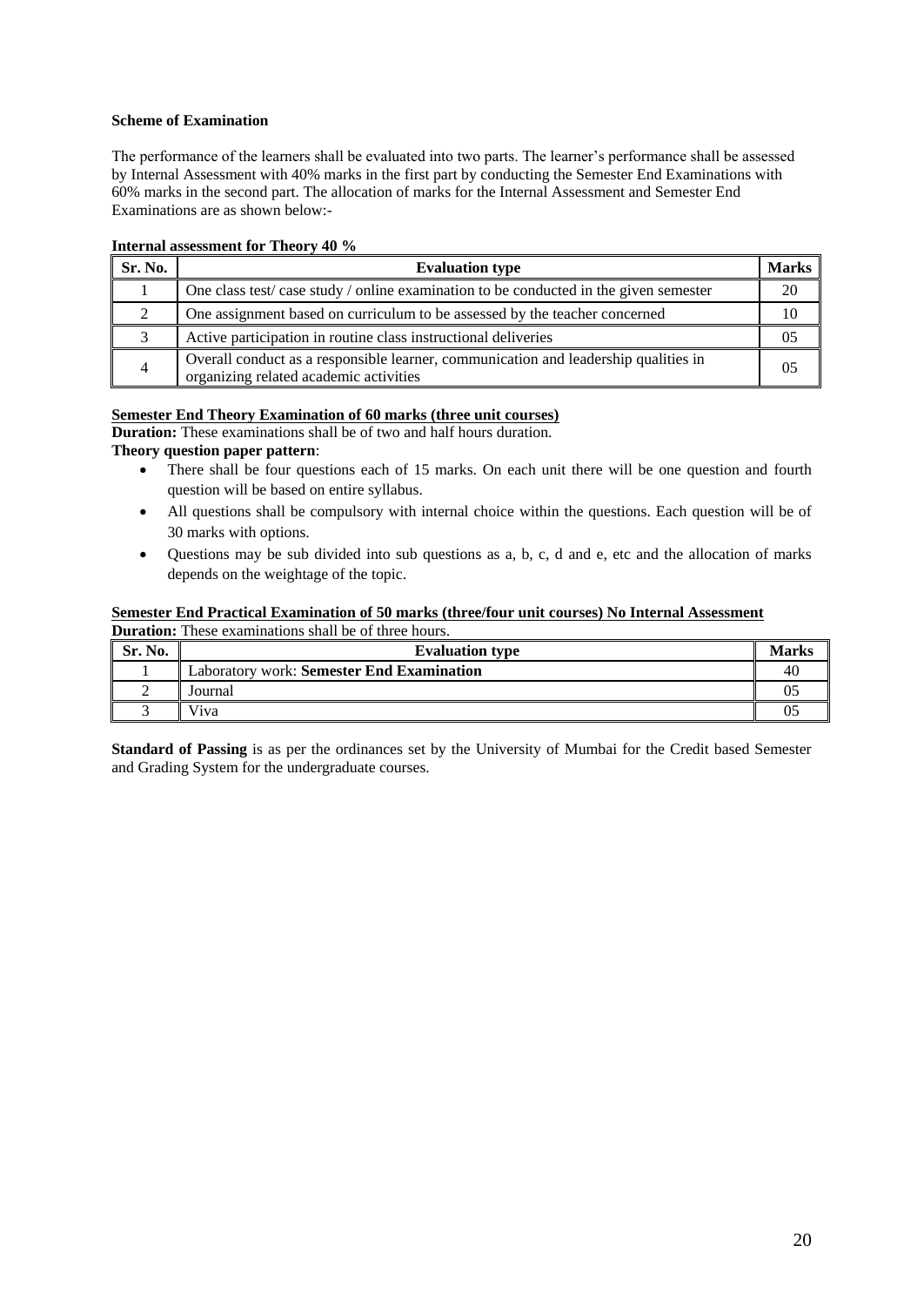**Scheme of Examination**

The performance of the learners shall be evaluated into two parts. The learner's performance shall be assessed by Internal Assessment with 40% marks in the first part by conducting the Semester End Examinations with 60% marks in the second part. The allocation of marks for the Internal Assessment and Semester End Examinations are as shown below:-

**Internal assessment for Theory 40 %**

| Sr. No. | Evaluation type | Marks |
|---|---|---|
| 1 | One class test/ case study / online examination to be conducted in the given semester | 20 |
| 2 | One assignment based on curriculum to be assessed by the teacher concerned | 10 |
| 3 | Active participation in routine class instructional deliveries | 05 |
| 4 | Overall conduct as a responsible learner, communication and leadership qualities in organizing related academic activities | 05 |

**Semester End Theory Examination of 60 marks (three unit courses)**

**Duration:** These examinations shall be of two and half hours duration.

**Theory question paper pattern**:

- There shall be four questions each of 15 marks. On each unit there will be one question and fourth question will be based on entire syllabus.
- All questions shall be compulsory with internal choice within the questions. Each question will be of 30 marks with options.
- Questions may be sub divided into sub questions as a, b, c, d and e, etc and the allocation of marks depends on the weightage of the topic.

**Semester End Practical Examination of 50 marks (three/four unit courses) No Internal Assessment**

**Duration:** These examinations shall be of three hours.

| Sr. No. | Evaluation type | Marks |
|---|---|---|
| 1 | Laboratory work: **Semester End Examination** | 40 |
| 2 | Journal | 05 |
| 3 | Viva | 05 |

**Standard of Passing** is as per the ordinances set by the University of Mumbai for the Credit based Semester and Grading System for the undergraduate courses.